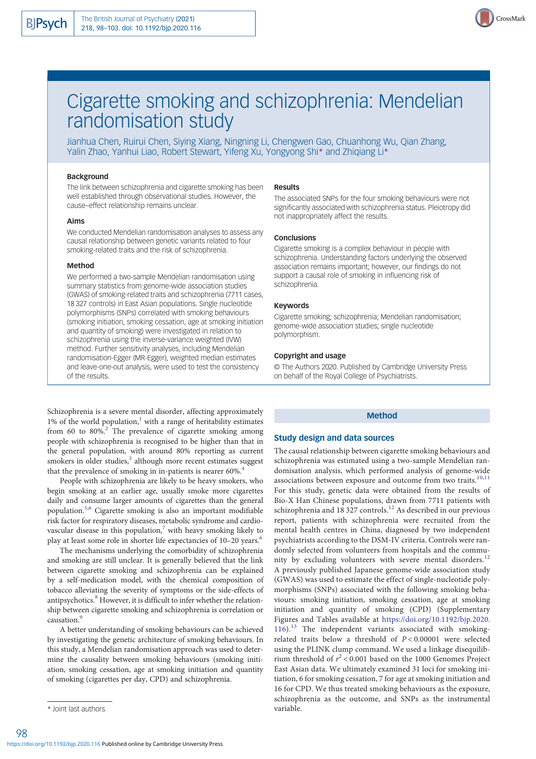# Cigarette smoking and schizophrenia: Mendelian randomisation study

Jianhua Chen, Ruirui Chen, Siying Xiang, Ningning Li, Chengwen Gao, Chuanhong Wu, Qian Zhang, Yalin Zhao, Yanhui Liao, Robert Stewart, Yifeng Xu, Yongyong Shi* and Zhiqiang Li*

### Background

The link between schizophrenia and cigarette smoking has been well established through observational studies. However, the cause–effect relationship remains unclear.

### Aims

We conducted Mendelian randomisation analyses to assess any causal relationship between genetic variants related to four smoking-related traits and the risk of schizophrenia.

### Method

We performed a two-sample Mendelian randomisation using summary statistics from genome-wide association studies (GWAS) of smoking-related traits and schizophrenia (7711 cases, 18 327 controls) in East Asian populations. Single nucleotide polymorphisms (SNPs) correlated with smoking behaviours (smoking initiation, smoking cessation, age at smoking initiation and quantity of smoking) were investigated in relation to schizophrenia using the inverse-variance weighted (IVW) method. Further sensitivity analyses, including Mendelian randomisation-Egger (MR-Egger), weighted median estimates and leave-one-out analysis, were used to test the consistency of the results.

### Results

The associated SNPs for the four smoking behaviours were not significantly associated with schizophrenia status. Pleiotropy did not inappropriately affect the results.

### Conclusions

Cigarette smoking is a complex behaviour in people with schizophrenia. Understanding factors underlying the observed association remains important; however, our findings do not support a causal role of smoking in influencing risk of schizophrenia.

### Keywords

Cigarette smoking; schizophrenia; Mendelian randomisation; genome-wide association studies; single nucleotide polymorphism.

### Copyright and usage

© The Authors 2020. Published by Cambridge University Press on behalf of the Royal College of Psychiatrists.

Schizophrenia is a severe mental disorder, affecting approximately 1% of the world population,[1] with a range of heritability estimates from 60 to 80%.[2] The prevalence of cigarette smoking among people with schizophrenia is recognised to be higher than that in the general population, with around 80% reporting as current smokers in older studies,[3] although more recent estimates suggest that the prevalence of smoking in in-patients is nearer 60%.[4]

People with schizophrenia are likely to be heavy smokers, who begin smoking at an earlier age, usually smoke more cigarettes daily and consume larger amounts of cigarettes than the general population.[5,6] Cigarette smoking is also an important modifiable risk factor for respiratory diseases, metabolic syndrome and cardiovascular disease in this population,[7] with heavy smoking likely to play at least some role in shorter life expectancies of 10–20 years.[6]

The mechanisms underlying the comorbidity of schizophrenia and smoking are still unclear. It is generally believed that the link between cigarette smoking and schizophrenia can be explained by a self-medication model, with the chemical composition of tobacco alleviating the severity of symptoms or the side-effects of antipsychotics.[8] However, it is difficult to infer whether the relationship between cigarette smoking and schizophrenia is correlation or causation.[9]

A better understanding of smoking behaviours can be achieved by investigating the genetic architecture of smoking behaviours. In this study, a Mendelian randomisation approach was used to determine the causality between smoking behaviours (smoking initiation, smoking cessation, age at smoking initiation and quantity of smoking (cigarettes per day, CPD) and schizophrenia.

## Method

### Study design and data sources

The causal relationship between cigarette smoking behaviours and schizophrenia was estimated using a two-sample Mendelian randomisation analysis, which performed analysis of genome-wide associations between exposure and outcome from two traits.[10,11] For this study, genetic data were obtained from the results of Bio-X Han Chinese populations, drawn from 7711 patients with schizophrenia and 18 327 controls.[12] As described in our previous report, patients with schizophrenia were recruited from the mental health centres in China, diagnosed by two independent psychiatrists according to the DSM-IV criteria. Controls were randomly selected from volunteers from hospitals and the community by excluding volunteers with severe mental disorders.[12] A previously published Japanese genome-wide association study (GWAS) was used to estimate the effect of single-nucleotide polymorphisms (SNPs) associated with the following smoking behaviours: smoking initiation, smoking cessation, age at smoking initiation and quantity of smoking (CPD) (Supplementary Figures and Tables available at https://doi.org/10.1192/bjp.2020.116).[13] The independent variants associated with smoking-related traits below a threshold of $P < 0.00001$ were selected using the PLINK clump command. We used a linkage disequilibrium threshold of $r^2 < 0.001$ based on the 1000 Genomes Project East Asian data. We ultimately examined 31 loci for smoking initiation, 6 for smoking cessation, 7 for age at smoking initiation and 16 for CPD. We thus treated smoking behaviours as the exposure, schizophrenia as the outcome, and SNPs as the instrumental variable.

\* Joint last authors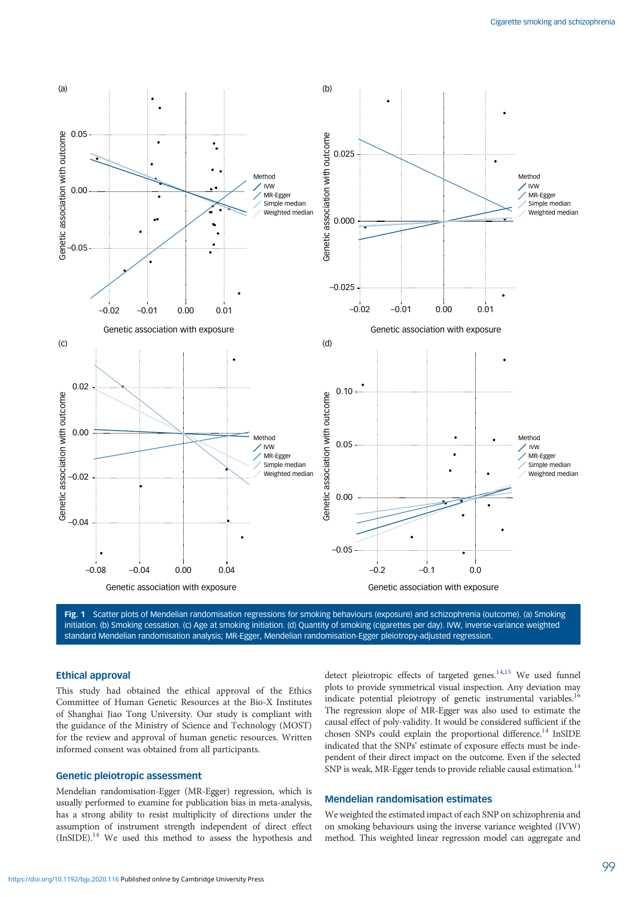Fig. 1 Scatter plots of Mendelian randomisation regressions for smoking behaviours (exposure) and schizophrenia (outcome). (a) Smoking initiation. (b) Smoking cessation. (c) Age at smoking initiation. (d) Quantity of smoking (cigarettes per day). IVW, inverse-variance weighted standard Mendelian randomisation analysis; MR-Egger, Mendelian randomisation-Egger pleiotropy-adjusted regression.

## Ethical approval

This study had obtained the ethical approval of the Ethics Committee of Human Genetic Resources at the Bio-X Institutes of Shanghai Jiao Tong University. Our study is compliant with the guidance of the Ministry of Science and Technology (MOST) for the review and approval of human genetic resources. Written informed consent was obtained from all participants.

## Genetic pleiotropic assessment

Mendelian randomisation-Egger (MR-Egger) regression, which is usually performed to examine for publication bias in meta-analysis, has a strong ability to resist multiplicity of directions under the assumption of instrument strength independent of direct effect (InSIDE).[14] We used this method to assess the hypothesis and detect pleiotropic effects of targeted genes.[14,15] We used funnel plots to provide symmetrical visual inspection. Any deviation may indicate potential pleiotropy of genetic instrumental variables.[16] The regression slope of MR-Egger was also used to estimate the causal effect of poly-validity. It would be considered sufficient if the chosen SNPs could explain the proportional difference.[14] InSIDE indicated that the SNPs' estimate of exposure effects must be independent of their direct impact on the outcome. Even if the selected SNP is weak, MR-Egger tends to provide reliable causal estimation.[14]

## Mendelian randomisation estimates

We weighted the estimated impact of each SNP on schizophrenia and on smoking behaviours using the inverse variance weighted (IVW) method. This weighted linear regression model can aggregate and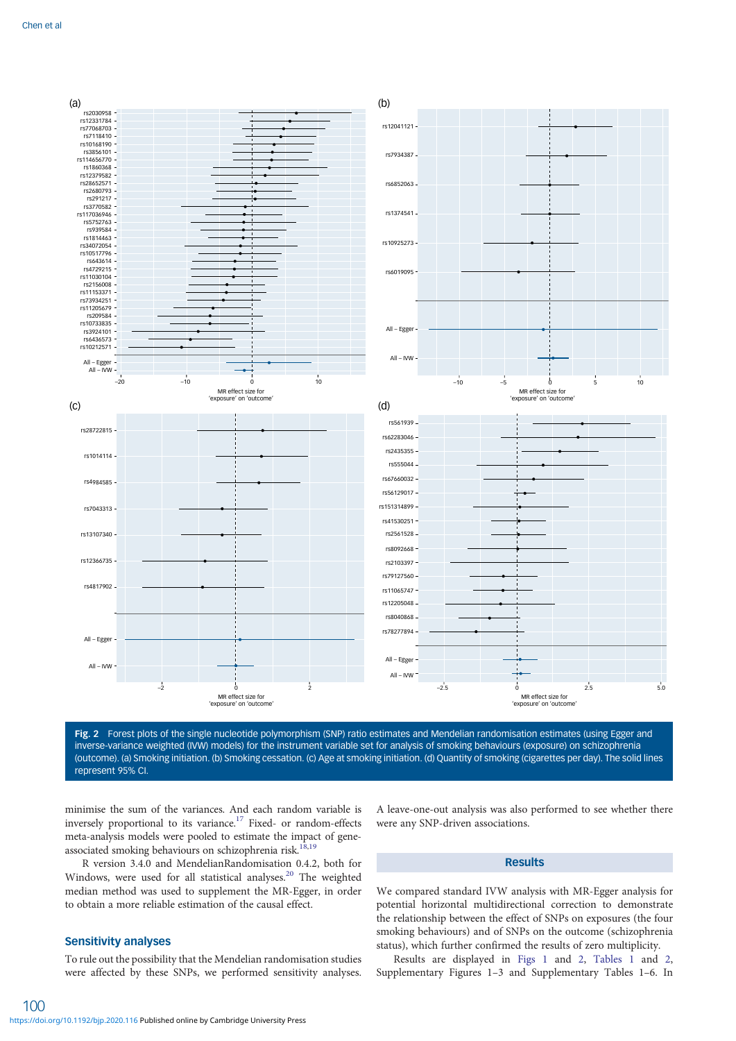Fig. 2 Forest plots of the single nucleotide polymorphism (SNP) ratio estimates and Mendelian randomisation estimates (using Egger and inverse-variance weighted (IVW) models) for the instrument variable set for analysis of smoking behaviours (exposure) on schizophrenia (outcome). (a) Smoking initiation. (b) Smoking cessation. (c) Age at smoking initiation. (d) Quantity of smoking (cigarettes per day). The solid lines represent 95% CI.

minimise the sum of the variances. And each random variable is inversely proportional to its variance.[17] Fixed- or random-effects meta-analysis models were pooled to estimate the impact of gene-associated smoking behaviours on schizophrenia risk.[18,19]

R version 3.4.0 and MendelianRandomisation 0.4.2, both for Windows, were used for all statistical analyses.[20] The weighted median method was used to supplement the MR-Egger, in order to obtain a more reliable estimation of the causal effect.

## Sensitivity analyses

To rule out the possibility that the Mendelian randomisation studies were affected by these SNPs, we performed sensitivity analyses. A leave-one-out analysis was also performed to see whether there were any SNP-driven associations.

## Results

We compared standard IVW analysis with MR-Egger analysis for potential horizontal multidirectional correction to demonstrate the relationship between the effect of SNPs on exposures (the four smoking behaviours) and of SNPs on the outcome (schizophrenia status), which further confirmed the results of zero multiplicity.

Results are displayed in Figs 1 and 2, Tables 1 and 2, Supplementary Figures 1–3 and Supplementary Tables 1–6. In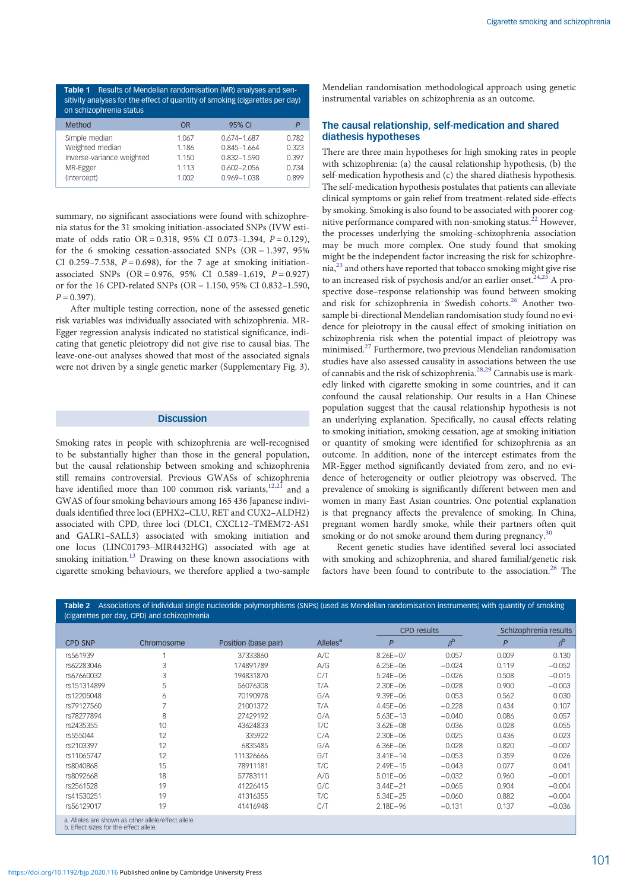**Table 1** Results of Mendelian randomisation (MR) analyses and sensitivity analyses for the effect of quantity of smoking (cigarettes per day) on schizophrenia status

| Method | OR | 95% CI | *P* |
|---|---|---|---|
| Simple median | 1.067 | 0.674–1.687 | 0.782 |
| Weighted median | 1.186 | 0.845–1.664 | 0.323 |
| Inverse-variance weighted | 1.150 | 0.832–1.590 | 0.397 |
| MR-Egger | 1.113 | 0.602–2.056 | 0.734 |
| (Intercept) | 1.002 | 0.969–1.038 | 0.899 |

summary, no significant associations were found with schizophrenia status for the 31 smoking initiation-associated SNPs (IVW estimate of odds ratio OR = 0.318, 95% CI 0.073–1.394, $P = 0.129$), for the 6 smoking cessation-associated SNPs (OR = 1.397, 95% CI 0.259–7.538, $P = 0.698$), for the 7 age at smoking initiation-associated SNPs (OR = 0.976, 95% CI 0.589–1.619, $P = 0.927$) or for the 16 CPD-related SNPs (OR = 1.150, 95% CI 0.832–1.590, $P = 0.397$).

After multiple testing correction, none of the assessed genetic risk variables was individually associated with schizophrenia. MR-Egger regression analysis indicated no statistical significance, indicating that genetic pleiotropy did not give rise to causal bias. The leave-one-out analyses showed that most of the associated signals were not driven by a single genetic marker (Supplementary Fig. 3).

## Discussion

Smoking rates in people with schizophrenia are well-recognised to be substantially higher than those in the general population, but the causal relationship between smoking and schizophrenia still remains controversial. Previous GWASs of schizophrenia have identified more than 100 common risk variants,[12,21] and a GWAS of four smoking behaviours among 165 436 Japanese individuals identified three loci (EPHX2–CLU, RET and CUX2–ALDH2) associated with CPD, three loci (DLC1, CXCL12–TMEM72-AS1 and GALR1–SALL3) associated with smoking initiation and one locus (LINC01793–MIR4432HG) associated with age at smoking initiation.[13] Drawing on these known associations with cigarette smoking behaviours, we therefore applied a two-sample Mendelian randomisation methodological approach using genetic instrumental variables on schizophrenia as an outcome.

### The causal relationship, self-medication and shared diathesis hypotheses

There are three main hypotheses for high smoking rates in people with schizophrenia: (a) the causal relationship hypothesis, (b) the self-medication hypothesis and (c) the shared diathesis hypothesis. The self-medication hypothesis postulates that patients can alleviate clinical symptoms or gain relief from treatment-related side-effects by smoking. Smoking is also found to be associated with poorer cognitive performance compared with non-smoking status.[22] However, the processes underlying the smoking–schizophrenia association may be much more complex. One study found that smoking might be the independent factor increasing the risk for schizophrenia,[23] and others have reported that tobacco smoking might give rise to an increased risk of psychosis and/or an earlier onset.[24,25] A prospective dose–response relationship was found between smoking and risk for schizophrenia in Swedish cohorts.[26] Another two-sample bi-directional Mendelian randomisation study found no evidence for pleiotropy in the causal effect of smoking initiation on schizophrenia risk when the potential impact of pleiotropy was minimised.[27] Furthermore, two previous Mendelian randomisation studies have also assessed causality in associations between the use of cannabis and the risk of schizophrenia.[28,29] Cannabis use is markedly linked with cigarette smoking in some countries, and it can confound the causal relationship. Our results in a Han Chinese population suggest that the causal relationship hypothesis is not an underlying explanation. Specifically, no causal effects relating to smoking initiation, smoking cessation, age at smoking initiation or quantity of smoking were identified for schizophrenia as an outcome. In addition, none of the intercept estimates from the MR-Egger method significantly deviated from zero, and no evidence of heterogeneity or outlier pleiotropy was observed. The prevalence of smoking is significantly different between men and women in many East Asian countries. One potential explanation is that pregnancy affects the prevalence of smoking. In China, pregnant women hardly smoke, while their partners often quit smoking or do not smoke around them during pregnancy.[30]

Recent genetic studies have identified several loci associated with smoking and schizophrenia, and shared familial/genetic risk factors have been found to contribute to the association.[26] The

**Table 2** Associations of individual single nucleotide polymorphisms (SNPs) (used as Mendelian randomisation instruments) with quantity of smoking (cigarettes per day, CPD) and schizophrenia

| | | | | CPD results | | Schizophrenia results | |
|---|---|---|---|---|---|---|---|
| CPD SNP | Chromosome | Position (base pair) | Alleles[a] | *P* | $\beta^b$ | *P* | $\beta^b$ |
| rs561939 | 1 | 37333860 | A/C | 8.26E−07 | 0.057 | 0.009 | 0.130 |
| rs62283046 | 3 | 174891789 | A/G | 6.25E−06 | −0.024 | 0.119 | −0.052 |
| rs67660032 | 3 | 194831870 | C/T | 5.24E−06 | −0.026 | 0.508 | −0.015 |
| rs151314899 | 5 | 56076308 | T/A | 2.30E−06 | −0.028 | 0.900 | −0.003 |
| rs12205048 | 6 | 70190978 | G/A | 9.39E−06 | 0.053 | 0.562 | 0.030 |
| rs79127560 | 7 | 21001372 | T/A | 4.45E−06 | −0.228 | 0.434 | 0.107 |
| rs78277894 | 8 | 27429192 | G/A | 5.63E−13 | −0.040 | 0.086 | 0.057 |
| rs2435355 | 10 | 43624833 | T/C | 3.62E−08 | 0.036 | 0.028 | 0.055 |
| rs555044 | 12 | 335922 | C/A | 2.30E−06 | 0.025 | 0.436 | 0.023 |
| rs2103397 | 12 | 6835485 | G/A | 6.36E−06 | 0.028 | 0.820 | −0.007 |
| rs11065747 | 12 | 111326666 | G/T | 3.41E−14 | −0.053 | 0.359 | 0.026 |
| rs8040868 | 15 | 78911181 | T/C | 2.49E−15 | −0.043 | 0.077 | 0.041 |
| rs8092668 | 18 | 57783111 | A/G | 5.01E−06 | −0.032 | 0.960 | −0.001 |
| rs2561528 | 19 | 41226415 | G/C | 3.44E−21 | −0.065 | 0.904 | −0.004 |
| rs41530251 | 19 | 41316355 | T/C | 5.34E−25 | −0.060 | 0.882 | −0.004 |
| rs56129017 | 19 | 41416948 | C/T | 2.18E−96 | −0.131 | 0.137 | −0.036 |

a. Alleles are shown as other allele/effect allele.
b. Effect sizes for the effect allele.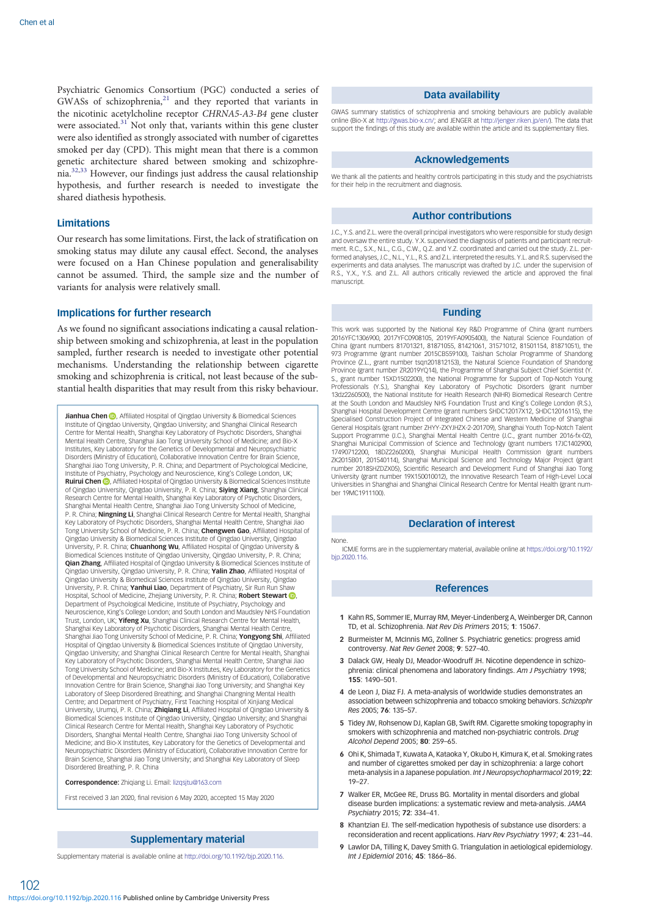Psychiatric Genomics Consortium (PGC) conducted a series of GWASs of schizophrenia,[21] and they reported that variants in the nicotinic acetylcholine receptor *CHRNA5-A3-B4* gene cluster were associated.[31] Not only that, variants within this gene cluster were also identified as strongly associated with number of cigarettes smoked per day (CPD). This might mean that there is a common genetic architecture shared between smoking and schizophrenia.[32,33] However, our findings just address the causal relationship hypothesis, and further research is needed to investigate the shared diathesis hypothesis.

## Limitations

Our research has some limitations. First, the lack of stratification on smoking status may dilute any causal effect. Second, the analyses were focused on a Han Chinese population and generalisability cannot be assumed. Third, the sample size and the number of variants for analysis were relatively small.

## Implications for further research

As we found no significant associations indicating a causal relationship between smoking and schizophrenia, at least in the population sampled, further research is needed to investigate other potential mechanisms. Understanding the relationship between cigarette smoking and schizophrenia is critical, not least because of the substantial health disparities that may result from this risky behaviour.

**Jianhua Chen**, Affiliated Hospital of Qingdao University & Biomedical Sciences Institute of Qingdao University, Qingdao University; and Shanghai Clinical Research Centre for Mental Health, Shanghai Key Laboratory of Psychotic Disorders, Shanghai Mental Health Centre, Shanghai Jiao Tong University School of Medicine; and Bio-X Institutes, Key Laboratory for the Genetics of Developmental and Neuropsychiatric Disorders (Ministry of Education), Collaborative Innovation Center for Brain Science, Shanghai Jiao Tong University, P. R. China; and Department of Psychological Medicine, Institute of Psychiatry, Psychology and Neuroscience, King's College London, UK; **Ruirui Chen**, Affiliated Hospital of Qingdao University & Biomedical Sciences Institute of Qingdao University, Qingdao University, P. R. China; **Siying Xiang**, Shanghai Clinical Research Centre for Mental Health, Shanghai Key Laboratory of Psychotic Disorders, Shanghai Mental Health Centre, Shanghai Jiao Tong University School of Medicine, P. R. China; **Ningning Li**, Shanghai Clinical Research Centre for Mental Health, Shanghai Key Laboratory of Psychotic Disorders, Shanghai Mental Health Centre, Shanghai Jiao Tong University School of Medicine, P. R. China; **Chengwen Gao**, Affiliated Hospital of Qingdao University & Biomedical Sciences Institute of Qingdao University, Qingdao University, P. R. China; **Chuanhong Wu**, Affiliated Hospital of Qingdao University & Biomedical Sciences Institute of Qingdao University, Qingdao University, P. R. China; **Qian Zhang**, Affiliated Hospital of Qingdao University & Biomedical Sciences Institute of Qingdao University, Qingdao University, P. R. China; **Yalin Zhao**, Affiliated Hospital of Qingdao University & Biomedical Sciences Institute of Qingdao University, Qingdao University, P. R. China; **Yanhui Liao**, Department of Psychiatry, Sir Run Run Shaw Hospital, School of Medicine, Zhejiang University, P. R. China; **Robert Stewart**, Department of Psychological Medicine, Institute of Psychiatry, Psychology and Neuroscience, King's College London; and South London and Maudsley NHS Foundation Trust, London, UK; **Yifeng Xu**, Shanghai Clinical Research Centre for Mental Health, Shanghai Key Laboratory of Psychotic Disorders, Shanghai Mental Health Centre, Shanghai Jiao Tong University School of Medicine, P. R. China; **Yongyong Shi**, Affiliated Hospital of Qingdao University & Biomedical Sciences Institute of Qingdao University, Qingdao University; and Shanghai Clinical Research Centre for Mental Health, Shanghai Key Laboratory of Psychotic Disorders, Shanghai Mental Health Centre, Shanghai Jiao Tong University School of Medicine; and Bio-X Institutes, Key Laboratory for the Genetics of Developmental and Neuropsychiatric Disorders (Ministry of Education), Collaborative Innovation Centre for Brain Science, Shanghai Jiao Tong University; and Shanghai Key Laboratory of Sleep Disordered Breathing; and Shanghai Changning Mental Health Centre; and Department of Psychiatry, First Teaching Hospital of Xinjiang Medical University, Urumqi, P. R. China; **Zhiqiang Li**, Affiliated Hospital of Qingdao University & Biomedical Sciences Institute of Qingdao University, Qingdao University; and Shanghai Clinical Research Centre for Mental Health, Shanghai Key Laboratory of Psychotic Disorders, Shanghai Mental Health Centre, Shanghai Jiao Tong University School of Medicine; and Bio-X Institutes, Key Laboratory for the Genetics of Developmental and Neuropsychiatric Disorders (Ministry of Education), Collaborative Innovation Centre for Brain Science, Shanghai Jiao Tong University; and Shanghai Key Laboratory of Sleep Disordered Breathing, P. R. China

**Correspondence:** Zhiqiang Li. Email: lizqsjtu@163.com

First received 3 Jan 2020, final revision 6 May 2020, accepted 15 May 2020

## Supplementary material

Supplementary material is available online at http://doi.org/10.1192/bjp.2020.116.

## Data availability

GWAS summary statistics of schizophrenia and smoking behaviours are publicly available online (Bio-X at http://gwas.bio-x.cn/; and JENGER at http://jenger.riken.jp/en/). The data that support the findings of this study are available within the article and its supplementary files.

## Acknowledgements

We thank all the patients and healthy controls participating in this study and the psychiatrists for their help in the recruitment and diagnosis.

## Author contributions

J.C., Y.S. and Z.L. were the overall principal investigators who were responsible for study design and oversaw the entire study. Y.X. supervised the diagnosis of patients and participant recruitment. R.C., S.X., N.L., C.G., C.W., Q.Z. and Y.Z. coordinated and carried out the study. Z.L. performed analyses, J.C., N.L., Y.L., R.S. and Z.L. interpreted the results. Y.L. and R.S. supervised the experiments and data analyses. The manuscript was drafted by J.C. under the supervision of R.S., Y.X., Y.S. and Z.L. All authors critically reviewed the article and approved the final manuscript.

## Funding

This work was supported by the National Key R&D Programme of China (grant numbers 2016YFC1306900, 2017YFC0908105, 2019YFA0905400), the Natural Science Foundation of China (grant numbers 81701321, 81871055, 81421061, 31571012, 81501154, 81871051), the 973 Programme (grant number 2015CB559100), Taishan Scholar Programme of Shandong Province (Z.L., grant number tsqn201812153), the Natural Science Foundation of Shandong Province (grant number ZR2019YQ14), the Programme of Shanghai Subject Chief Scientist (Y. S., grant number 15XD1502200), the National Programme for Support of Top-Notch Young Professionals (Y.S.), Shanghai Key Laboratory of Psychotic Disorders (grant number 13dz2260500), the National Institute for Health Research (NIHR) Biomedical Research Centre at the South London and Maudsley NHS Foundation Trust and King's College London (R.S.), Shanghai Hospital Development Centre (grant numbers SHDC12017X12, SHDC12016115), the Specialised Construction Project of Integrated Chinese and Western Medicine of Shanghai General Hospitals (grant number ZHYY-ZXYJHZX-2-201709), Shanghai Youth Top-Notch Talent Support Programme (J.C.), Shanghai Mental Health Centre (J.C., grant number 2016-fx-02), Shanghai Municipal Commission of Science and Technology (grant numbers 17JC1402900, 17490712200, 18DZ2260200), Shanghai Municipal Health Commission (grant numbers ZK2015B01, 201540114), Shanghai Municipal Science and Technology Major Project (grant number 2018SHZDZX05), Scientific Research and Development Fund of Shanghai Jiao Tong University (grant number 19X150010012), the Innovative Research Team of High-Level Local Universities in Shanghai and Shanghai Clinical Research Centre for Mental Health (grant number 19MC1911100).

## Declaration of interest

None.

ICMJE forms are in the supplementary material, available online at https://doi.org/10.1192/bjp.2020.116.

## References

1. Kahn RS, Sommer IE, Murray RM, Meyer-Lindenberg A, Weinberger DR, Cannon TD, et al. Schizophrenia. *Nat Rev Dis Primers* 2015; **1**: 15067.
2. Burmeister M, McInnis MG, Zollner S. Psychiatric genetics: progress amid controversy. *Nat Rev Genet* 2008; **9**: 527–40.
3. Dalack GW, Healy DJ, Meador-Woodruff JH. Nicotine dependence in schizophrenia: clinical phenomena and laboratory findings. *Am J Psychiatry* 1998; **155**: 1490–501.
4. de Leon J, Diaz FJ. A meta-analysis of worldwide studies demonstrates an association between schizophrenia and tobacco smoking behaviors. *Schizophr Res* 2005; **76**: 135–57.
5. Tidey JW, Rohsenow DJ, Kaplan GB, Swift RM. Cigarette smoking topography in smokers with schizophrenia and matched non-psychiatric controls. *Drug Alcohol Depend* 2005; **80**: 259–65.
6. Ohi K, Shimada T, Kuwata A, Kataoka Y, Okubo H, Kimura K, et al. Smoking rates and number of cigarettes smoked per day in schizophrenia: a large cohort meta-analysis in a Japanese population. *Int J Neuropsychopharmacol* 2019; **22**: 19–27.
7. Walker ER, McGee RE, Druss BG. Mortality in mental disorders and global disease burden implications: a systematic review and meta-analysis. *JAMA Psychiatry* 2015; **72**: 334–41.
8. Khantzian EJ. The self-medication hypothesis of substance use disorders: a reconsideration and recent applications. *Harv Rev Psychiatry* 1997; **4**: 231–44.
9. Lawlor DA, Tilling K, Davey Smith G. Triangulation in aetiological epidemiology. *Int J Epidemiol* 2016; **45**: 1866–86.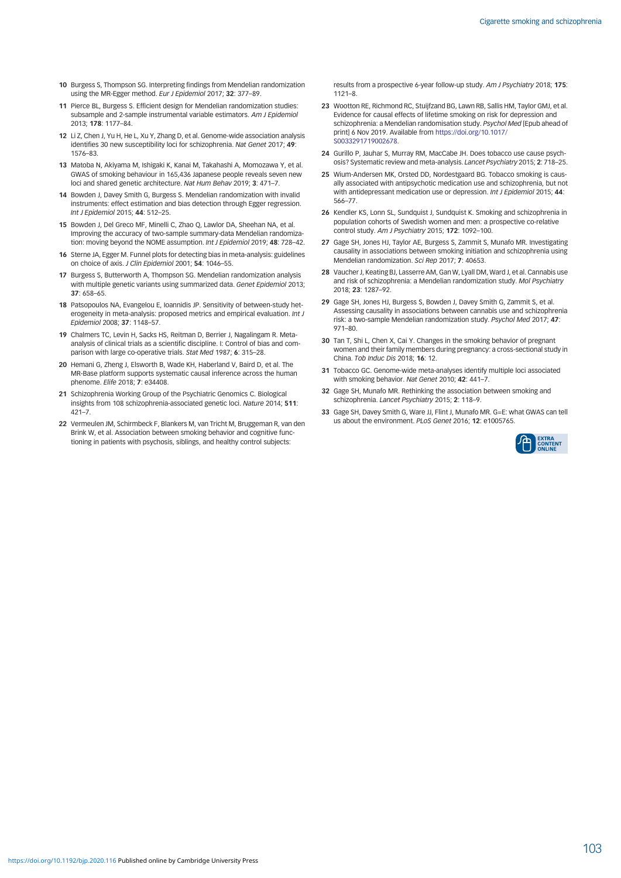10 Burgess S, Thompson SG. Interpreting findings from Mendelian randomization using the MR-Egger method. *Eur J Epidemiol* 2017; **32**: 377–89.

11 Pierce BL, Burgess S. Efficient design for Mendelian randomization studies: subsample and 2-sample instrumental variable estimators. *Am J Epidemiol* 2013; **178**: 1177–84.

12 Li Z, Chen J, Yu H, He L, Xu Y, Zhang D, et al. Genome-wide association analysis identifies 30 new susceptibility loci for schizophrenia. *Nat Genet* 2017; **49**: 1576–83.

13 Matoba N, Akiyama M, Ishigaki K, Kanai M, Takahashi A, Momozawa Y, et al. GWAS of smoking behaviour in 165,436 Japanese people reveals seven new loci and shared genetic architecture. *Nat Hum Behav* 2019; **3**: 471–7.

14 Bowden J, Davey Smith G, Burgess S. Mendelian randomization with invalid instruments: effect estimation and bias detection through Egger regression. *Int J Epidemiol* 2015; **44**: 512–25.

15 Bowden J, Del Greco MF, Minelli C, Zhao Q, Lawlor DA, Sheehan NA, et al. Improving the accuracy of two-sample summary-data Mendelian randomization: moving beyond the NOME assumption. *Int J Epidemiol* 2019; **48**: 728–42.

16 Sterne JA, Egger M. Funnel plots for detecting bias in meta-analysis: guidelines on choice of axis. *J Clin Epidemiol* 2001; **54**: 1046–55.

17 Burgess S, Butterworth A, Thompson SG. Mendelian randomization analysis with multiple genetic variants using summarized data. *Genet Epidemiol* 2013; **37**: 658–65.

18 Patsopoulos NA, Evangelou E, Ioannidis JP. Sensitivity of between-study heterogeneity in meta-analysis: proposed metrics and empirical evaluation. *Int J Epidemiol* 2008; **37**: 1148–57.

19 Chalmers TC, Levin H, Sacks HS, Reitman D, Berrier J, Nagalingam R. Meta-analysis of clinical trials as a scientific discipline. I: Control of bias and comparison with large co-operative trials. *Stat Med* 1987; **6**: 315–28.

20 Hemani G, Zheng J, Elsworth B, Wade KH, Haberland V, Baird D, et al. The MR-Base platform supports systematic causal inference across the human phenome. *Elife* 2018; **7**: e34408.

21 Schizophrenia Working Group of the Psychiatric Genomics C. Biological insights from 108 schizophrenia-associated genetic loci. *Nature* 2014; **511**: 421–7.

22 Vermeulen JM, Schirmbeck F, Blankers M, van Tricht M, Bruggeman R, van den Brink W, et al. Association between smoking behavior and cognitive functioning in patients with psychosis, siblings, and healthy control subjects: results from a prospective 6-year follow-up study. *Am J Psychiatry* 2018; **175**: 1121–8.

23 Wootton RE, Richmond RC, Stuijfzand BG, Lawn RB, Sallis HM, Taylor GMJ, et al. Evidence for causal effects of lifetime smoking on risk for depression and schizophrenia: a Mendelian randomisation study. *Psychol Med* [Epub ahead of print] 6 Nov 2019. Available from https://doi.org/10.1017/S0033291719002678.

24 Gurillo P, Jauhar S, Murray RM, MacCabe JH. Does tobacco use cause psychosis? Systematic review and meta-analysis. *Lancet Psychiatry* 2015; **2**: 718–25.

25 Wium-Andersen MK, Orsted DD, Nordestgaard BG. Tobacco smoking is causally associated with antipsychotic medication use and schizophrenia, but not with antidepressant medication use or depression. *Int J Epidemiol* 2015; **44**: 566–77.

26 Kendler KS, Lonn SL, Sundquist J, Sundquist K. Smoking and schizophrenia in population cohorts of Swedish women and men: a prospective co-relative control study. *Am J Psychiatry* 2015; **172**: 1092–100.

27 Gage SH, Jones HJ, Taylor AE, Burgess S, Zammit S, Munafo MR. Investigating causality in associations between smoking initiation and schizophrenia using Mendelian randomization. *Sci Rep* 2017; **7**: 40653.

28 Vaucher J, Keating BJ, Lasserre AM, Gan W, Lyall DM, Ward J, et al. Cannabis use and risk of schizophrenia: a Mendelian randomization study. *Mol Psychiatry* 2018; **23**: 1287–92.

29 Gage SH, Jones HJ, Burgess S, Bowden J, Davey Smith G, Zammit S, et al. Assessing causality in associations between cannabis use and schizophrenia risk: a two-sample Mendelian randomization study. *Psychol Med* 2017; **47**: 971–80.

30 Tan T, Shi L, Chen X, Cai Y. Changes in the smoking behavior of pregnant women and their family members during pregnancy: a cross-sectional study in China. *Tob Induc Dis* 2018; **16**: 12.

31 Tobacco GC. Genome-wide meta-analyses identify multiple loci associated with smoking behavior. *Nat Genet* 2010; **42**: 441–7.

32 Gage SH, Munafo MR. Rethinking the association between smoking and schizophrenia. *Lancet Psychiatry* 2015; **2**: 118–9.

33 Gage SH, Davey Smith G, Ware JJ, Flint J, Munafo MR. G=E: what GWAS can tell us about the environment. *PLoS Genet* 2016; **12**: e1005765.

EXTRA CONTENT ONLINE